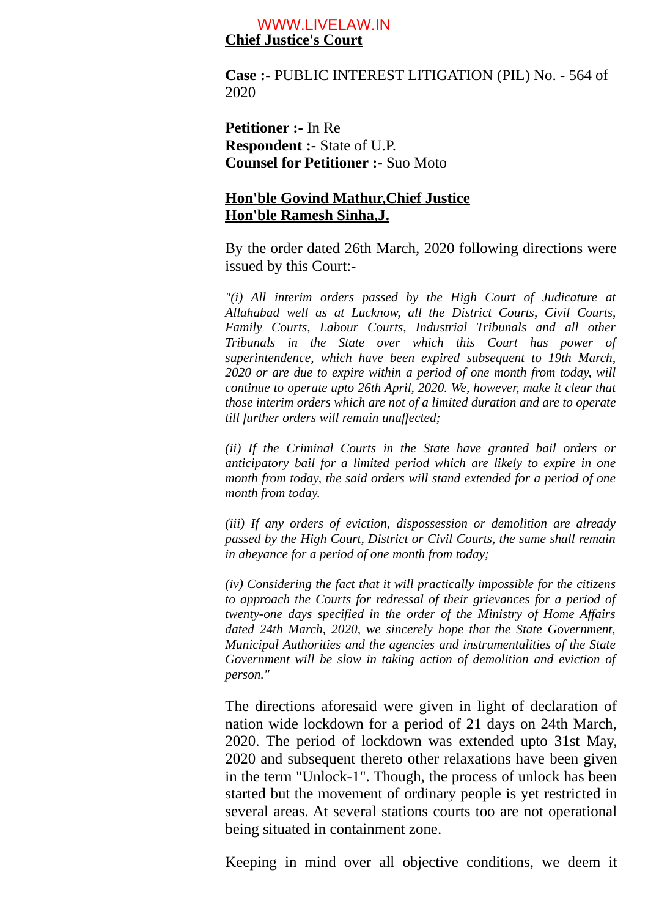**Chief Justice's Court**

**Case :-** PUBLIC INTEREST LITIGATION (PIL) No. - 564 of 2020

**Petitioner :-** In Re
**Respondent :-** State of U.P.
**Counsel for Petitioner :-** Suo Moto

**Hon'ble Govind Mathur,Chief Justice**
**Hon'ble Ramesh Sinha,J.**

By the order dated 26th March, 2020 following directions were issued by this Court:-

*"(i) All interim orders passed by the High Court of Judicature at Allahabad well as at Lucknow, all the District Courts, Civil Courts, Family Courts, Labour Courts, Industrial Tribunals and all other Tribunals in the State over which this Court has power of superintendence, which have been expired subsequent to 19th March, 2020 or are due to expire within a period of one month from today, will continue to operate upto 26th April, 2020. We, however, make it clear that those interim orders which are not of a limited duration and are to operate till further orders will remain unaffected;*

*(ii) If the Criminal Courts in the State have granted bail orders or anticipatory bail for a limited period which are likely to expire in one month from today, the said orders will stand extended for a period of one month from today.*

*(iii) If any orders of eviction, dispossession or demolition are already passed by the High Court, District or Civil Courts, the same shall remain in abeyance for a period of one month from today;*

*(iv) Considering the fact that it will practically impossible for the citizens to approach the Courts for redressal of their grievances for a period of twenty-one days specified in the order of the Ministry of Home Affairs dated 24th March, 2020, we sincerely hope that the State Government, Municipal Authorities and the agencies and instrumentalities of the State Government will be slow in taking action of demolition and eviction of person."*

The directions aforesaid were given in light of declaration of nation wide lockdown for a period of 21 days on 24th March, 2020. The period of lockdown was extended upto 31st May, 2020 and subsequent thereto other relaxations have been given in the term "Unlock-1". Though, the process of unlock has been started but the movement of ordinary people is yet restricted in several areas. At several stations courts too are not operational being situated in containment zone.

Keeping in mind over all objective conditions, we deem it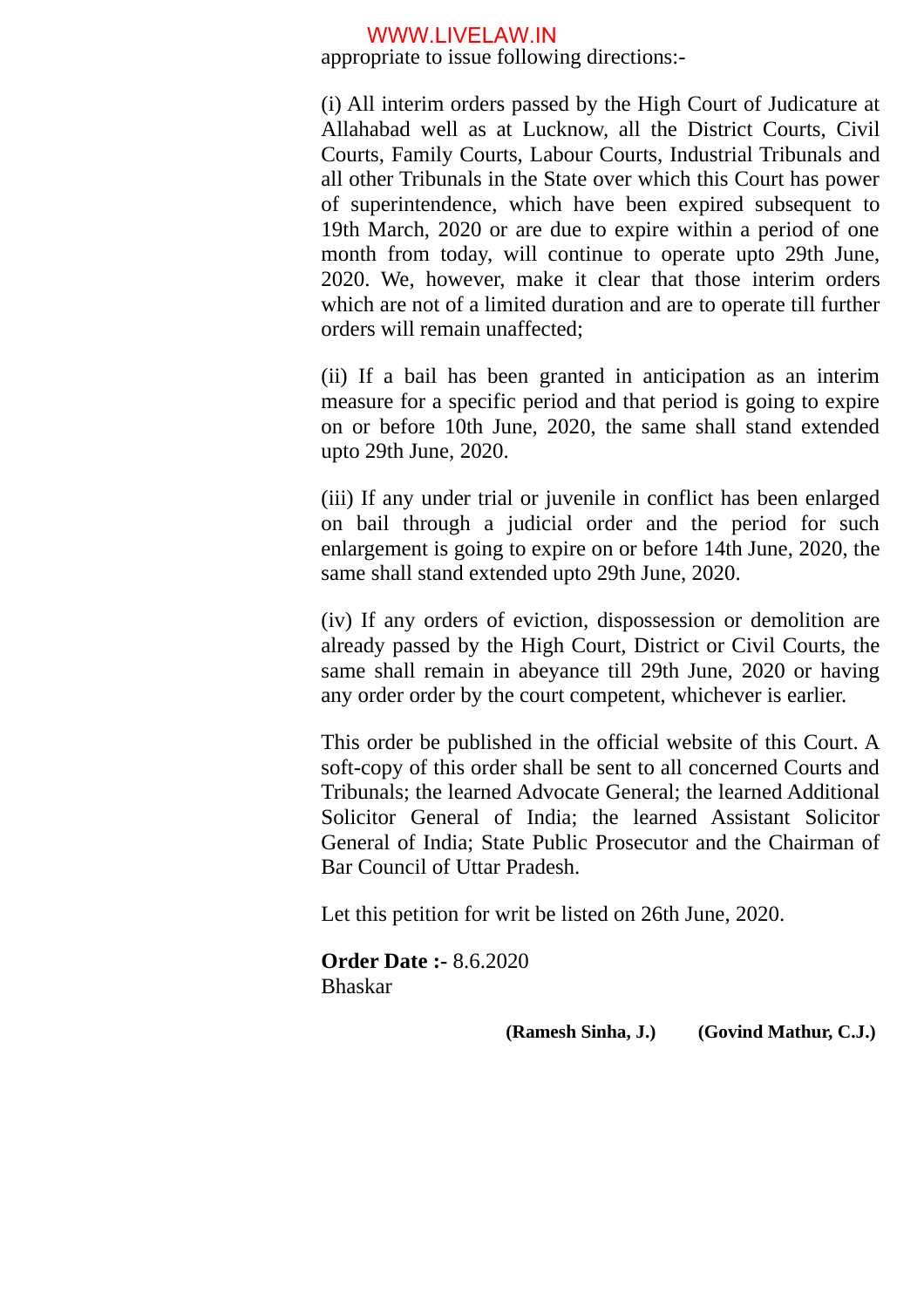appropriate to issue following directions:-

(i) All interim orders passed by the High Court of Judicature at Allahabad well as at Lucknow, all the District Courts, Civil Courts, Family Courts, Labour Courts, Industrial Tribunals and all other Tribunals in the State over which this Court has power of superintendence, which have been expired subsequent to 19th March, 2020 or are due to expire within a period of one month from today, will continue to operate upto 29th June, 2020. We, however, make it clear that those interim orders which are not of a limited duration and are to operate till further orders will remain unaffected;

(ii) If a bail has been granted in anticipation as an interim measure for a specific period and that period is going to expire on or before 10th June, 2020, the same shall stand extended upto 29th June, 2020.

(iii) If any under trial or juvenile in conflict has been enlarged on bail through a judicial order and the period for such enlargement is going to expire on or before 14th June, 2020, the same shall stand extended upto 29th June, 2020.

(iv) If any orders of eviction, dispossession or demolition are already passed by the High Court, District or Civil Courts, the same shall remain in abeyance till 29th June, 2020 or having any order order by the court competent, whichever is earlier.

This order be published in the official website of this Court. A soft-copy of this order shall be sent to all concerned Courts and Tribunals; the learned Advocate General; the learned Additional Solicitor General of India; the learned Assistant Solicitor General of India; State Public Prosecutor and the Chairman of Bar Council of Uttar Pradesh.

Let this petition for writ be listed on 26th June, 2020.

**Order Date :-** 8.6.2020
Bhaskar

**(Ramesh Sinha, J.)** **(Govind Mathur, C.J.)**